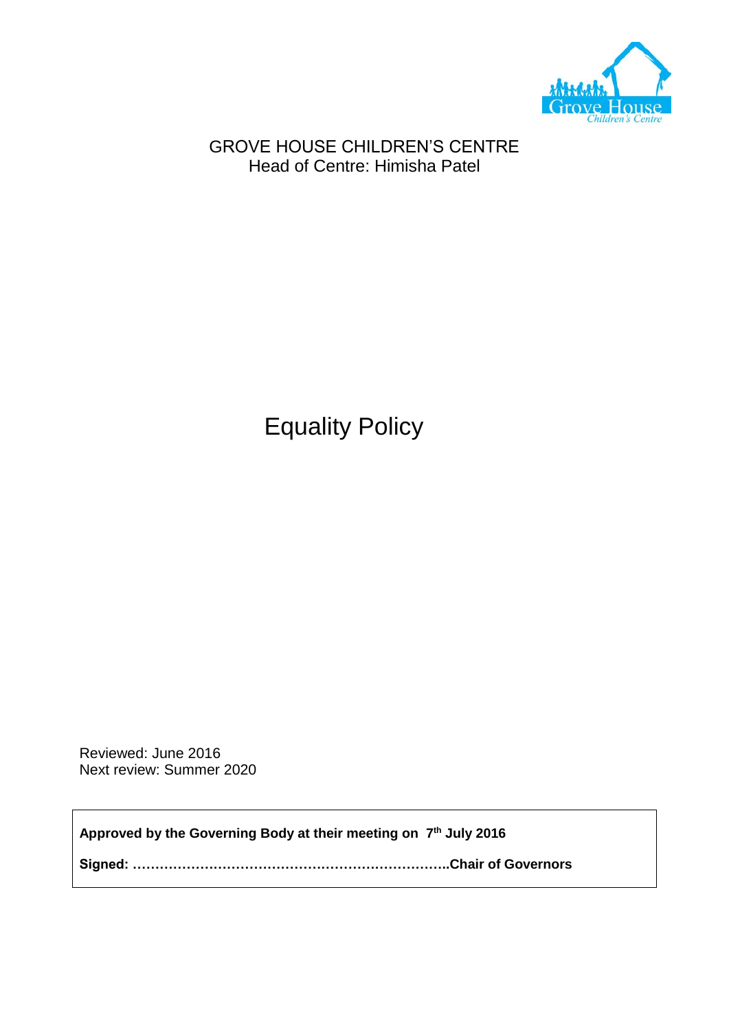GROVE HOUSE CHILDREN'S CENTRE
Head of Centre: Himisha Patel

# Equality Policy

Reviewed: June 2016
Next review: Summer 2020

**Approved by the Governing Body at their meeting on 7th July 2016**

**Signed: …………………………………………………………….Chair of Governors**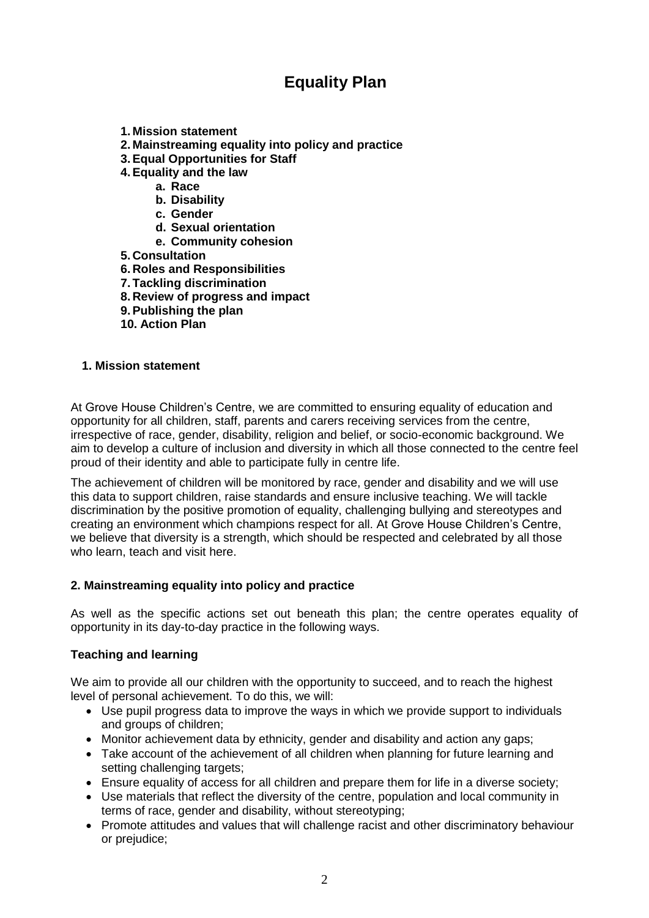# Equality Plan

1. **Mission statement**
2. **Mainstreaming equality into policy and practice**
3. **Equal Opportunities for Staff**
4. **Equality and the law**
    a. **Race**
    b. **Disability**
    c. **Gender**
    d. **Sexual orientation**
    e. **Community cohesion**
5. **Consultation**
6. **Roles and Responsibilities**
7. **Tackling discrimination**
8. **Review of progress and impact**
9. **Publishing the plan**
10. **Action Plan**

## 1. Mission statement

At Grove House Children's Centre, we are committed to ensuring equality of education and opportunity for all children, staff, parents and carers receiving services from the centre, irrespective of race, gender, disability, religion and belief, or socio-economic background. We aim to develop a culture of inclusion and diversity in which all those connected to the centre feel proud of their identity and able to participate fully in centre life.

The achievement of children will be monitored by race, gender and disability and we will use this data to support children, raise standards and ensure inclusive teaching. We will tackle discrimination by the positive promotion of equality, challenging bullying and stereotypes and creating an environment which champions respect for all. At Grove House Children's Centre, we believe that diversity is a strength, which should be respected and celebrated by all those who learn, teach and visit here.

## 2. Mainstreaming equality into policy and practice

As well as the specific actions set out beneath this plan; the centre operates equality of opportunity in its day-to-day practice in the following ways.

### Teaching and learning

We aim to provide all our children with the opportunity to succeed, and to reach the highest level of personal achievement. To do this, we will:

- Use pupil progress data to improve the ways in which we provide support to individuals and groups of children;
- Monitor achievement data by ethnicity, gender and disability and action any gaps;
- Take account of the achievement of all children when planning for future learning and setting challenging targets;
- Ensure equality of access for all children and prepare them for life in a diverse society;
- Use materials that reflect the diversity of the centre, population and local community in terms of race, gender and disability, without stereotyping;
- Promote attitudes and values that will challenge racist and other discriminatory behaviour or prejudice;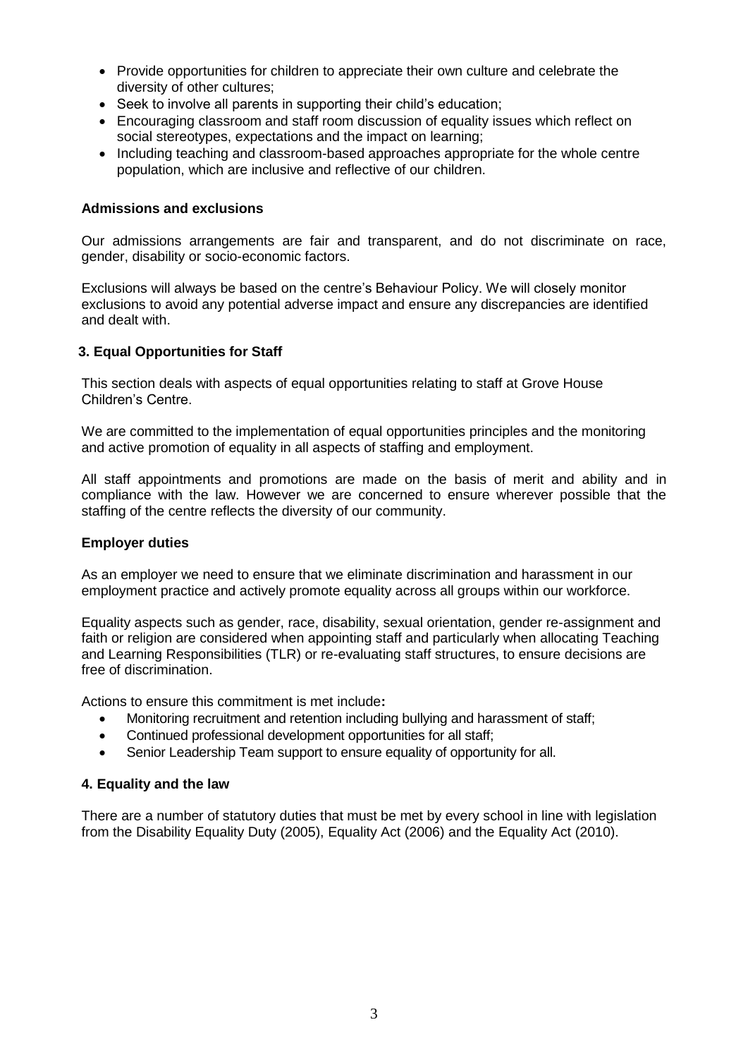- Provide opportunities for children to appreciate their own culture and celebrate the diversity of other cultures;
- Seek to involve all parents in supporting their child's education;
- Encouraging classroom and staff room discussion of equality issues which reflect on social stereotypes, expectations and the impact on learning;
- Including teaching and classroom-based approaches appropriate for the whole centre population, which are inclusive and reflective of our children.

**Admissions and exclusions**

Our admissions arrangements are fair and transparent, and do not discriminate on race, gender, disability or socio-economic factors.

Exclusions will always be based on the centre's Behaviour Policy. We will closely monitor exclusions to avoid any potential adverse impact and ensure any discrepancies are identified and dealt with.

## 3. Equal Opportunities for Staff

This section deals with aspects of equal opportunities relating to staff at Grove House Children's Centre.

We are committed to the implementation of equal opportunities principles and the monitoring and active promotion of equality in all aspects of staffing and employment.

All staff appointments and promotions are made on the basis of merit and ability and in compliance with the law. However we are concerned to ensure wherever possible that the staffing of the centre reflects the diversity of our community.

**Employer duties**

As an employer we need to ensure that we eliminate discrimination and harassment in our employment practice and actively promote equality across all groups within our workforce.

Equality aspects such as gender, race, disability, sexual orientation, gender re-assignment and faith or religion are considered when appointing staff and particularly when allocating Teaching and Learning Responsibilities (TLR) or re-evaluating staff structures, to ensure decisions are free of discrimination.

Actions to ensure this commitment is met include**:**

- Monitoring recruitment and retention including bullying and harassment of staff;
- Continued professional development opportunities for all staff;
- Senior Leadership Team support to ensure equality of opportunity for all.

## 4. Equality and the law

There are a number of statutory duties that must be met by every school in line with legislation from the Disability Equality Duty (2005), Equality Act (2006) and the Equality Act (2010).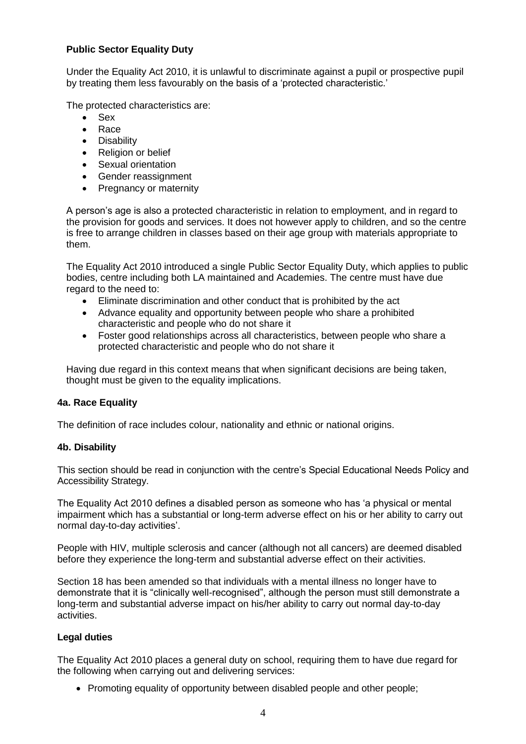**Public Sector Equality Duty**

Under the Equality Act 2010, it is unlawful to discriminate against a pupil or prospective pupil by treating them less favourably on the basis of a 'protected characteristic.'

The protected characteristics are:

- Sex
- Race
- Disability
- Religion or belief
- Sexual orientation
- Gender reassignment
- Pregnancy or maternity

A person's age is also a protected characteristic in relation to employment, and in regard to the provision for goods and services. It does not however apply to children, and so the centre is free to arrange children in classes based on their age group with materials appropriate to them.

The Equality Act 2010 introduced a single Public Sector Equality Duty, which applies to public bodies, centre including both LA maintained and Academies. The centre must have due regard to the need to:

- Eliminate discrimination and other conduct that is prohibited by the act
- Advance equality and opportunity between people who share a prohibited characteristic and people who do not share it
- Foster good relationships across all characteristics, between people who share a protected characteristic and people who do not share it

Having due regard in this context means that when significant decisions are being taken, thought must be given to the equality implications.

**4a. Race Equality**

The definition of race includes colour, nationality and ethnic or national origins.

**4b. Disability**

This section should be read in conjunction with the centre's Special Educational Needs Policy and Accessibility Strategy.

The Equality Act 2010 defines a disabled person as someone who has 'a physical or mental impairment which has a substantial or long-term adverse effect on his or her ability to carry out normal day-to-day activities'.

People with HIV, multiple sclerosis and cancer (although not all cancers) are deemed disabled before they experience the long-term and substantial adverse effect on their activities.

Section 18 has been amended so that individuals with a mental illness no longer have to demonstrate that it is "clinically well-recognised", although the person must still demonstrate a long-term and substantial adverse impact on his/her ability to carry out normal day-to-day activities.

**Legal duties**

The Equality Act 2010 places a general duty on school, requiring them to have due regard for the following when carrying out and delivering services:

- Promoting equality of opportunity between disabled people and other people;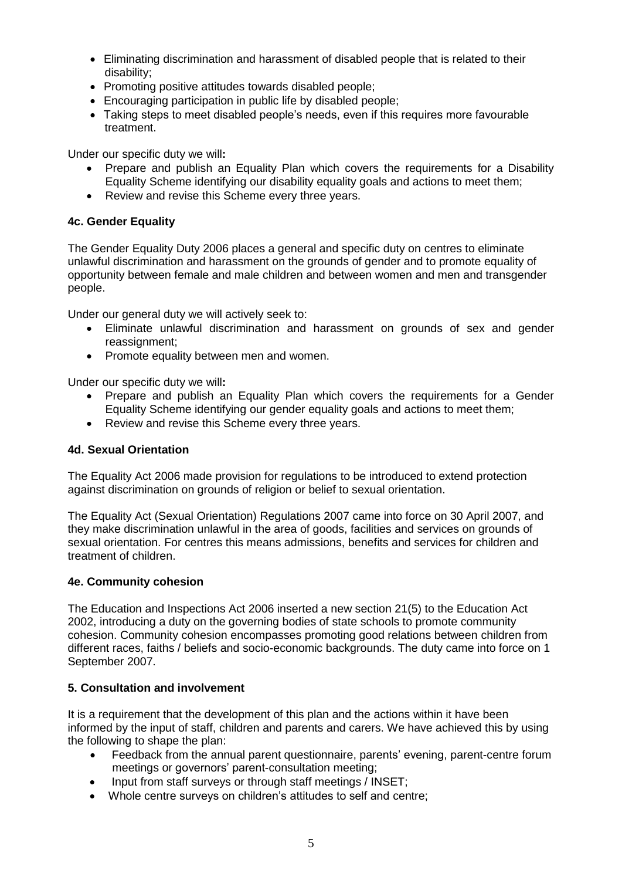- Eliminating discrimination and harassment of disabled people that is related to their disability;
- Promoting positive attitudes towards disabled people;
- Encouraging participation in public life by disabled people;
- Taking steps to meet disabled people's needs, even if this requires more favourable treatment.

Under our specific duty we will**:**

- Prepare and publish an Equality Plan which covers the requirements for a Disability Equality Scheme identifying our disability equality goals and actions to meet them;
- Review and revise this Scheme every three years.

### 4c. Gender Equality

The Gender Equality Duty 2006 places a general and specific duty on centres to eliminate unlawful discrimination and harassment on the grounds of gender and to promote equality of opportunity between female and male children and between women and men and transgender people.

Under our general duty we will actively seek to:

- Eliminate unlawful discrimination and harassment on grounds of sex and gender reassignment;
- Promote equality between men and women.

Under our specific duty we will**:**

- Prepare and publish an Equality Plan which covers the requirements for a Gender Equality Scheme identifying our gender equality goals and actions to meet them;
- Review and revise this Scheme every three years.

### 4d. Sexual Orientation

The Equality Act 2006 made provision for regulations to be introduced to extend protection against discrimination on grounds of religion or belief to sexual orientation.

The Equality Act (Sexual Orientation) Regulations 2007 came into force on 30 April 2007, and they make discrimination unlawful in the area of goods, facilities and services on grounds of sexual orientation. For centres this means admissions, benefits and services for children and treatment of children.

### 4e. Community cohesion

The Education and Inspections Act 2006 inserted a new section 21(5) to the Education Act 2002, introducing a duty on the governing bodies of state schools to promote community cohesion. Community cohesion encompasses promoting good relations between children from different races, faiths / beliefs and socio-economic backgrounds. The duty came into force on 1 September 2007.

## 5. Consultation and involvement

It is a requirement that the development of this plan and the actions within it have been informed by the input of staff, children and parents and carers. We have achieved this by using the following to shape the plan:

- Feedback from the annual parent questionnaire, parents' evening, parent-centre forum meetings or governors' parent-consultation meeting;
- Input from staff surveys or through staff meetings / INSET;
- Whole centre surveys on children's attitudes to self and centre;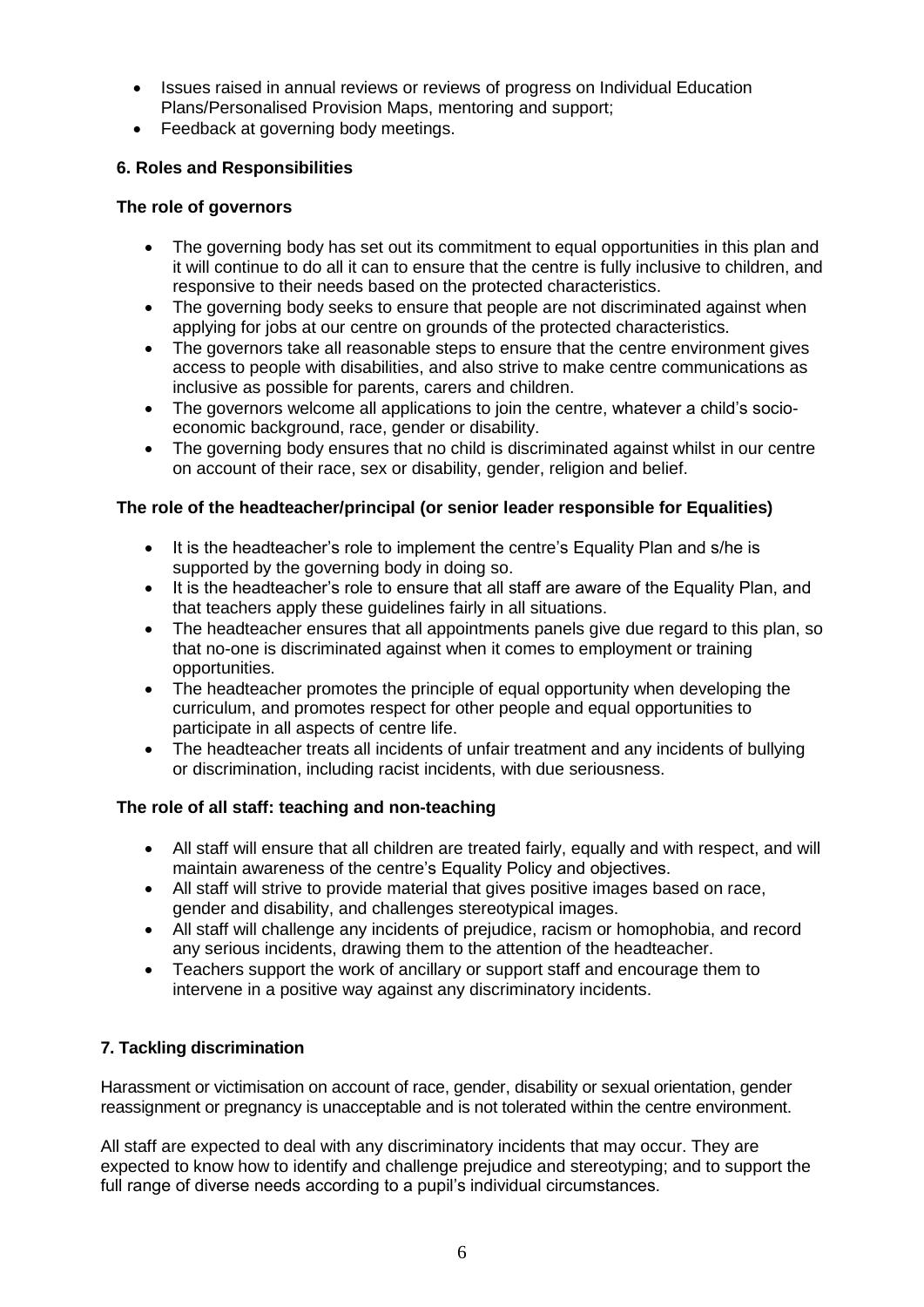- Issues raised in annual reviews or reviews of progress on Individual Education Plans/Personalised Provision Maps, mentoring and support;
- Feedback at governing body meetings.

### 6. Roles and Responsibilities

**The role of governors**

- The governing body has set out its commitment to equal opportunities in this plan and it will continue to do all it can to ensure that the centre is fully inclusive to children, and responsive to their needs based on the protected characteristics.
- The governing body seeks to ensure that people are not discriminated against when applying for jobs at our centre on grounds of the protected characteristics.
- The governors take all reasonable steps to ensure that the centre environment gives access to people with disabilities, and also strive to make centre communications as inclusive as possible for parents, carers and children.
- The governors welcome all applications to join the centre, whatever a child's socio-economic background, race, gender or disability.
- The governing body ensures that no child is discriminated against whilst in our centre on account of their race, sex or disability, gender, religion and belief.

**The role of the headteacher/principal (or senior leader responsible for Equalities)**

- It is the headteacher's role to implement the centre's Equality Plan and s/he is supported by the governing body in doing so.
- It is the headteacher's role to ensure that all staff are aware of the Equality Plan, and that teachers apply these guidelines fairly in all situations.
- The headteacher ensures that all appointments panels give due regard to this plan, so that no-one is discriminated against when it comes to employment or training opportunities.
- The headteacher promotes the principle of equal opportunity when developing the curriculum, and promotes respect for other people and equal opportunities to participate in all aspects of centre life.
- The headteacher treats all incidents of unfair treatment and any incidents of bullying or discrimination, including racist incidents, with due seriousness.

**The role of all staff: teaching and non-teaching**

- All staff will ensure that all children are treated fairly, equally and with respect, and will maintain awareness of the centre's Equality Policy and objectives.
- All staff will strive to provide material that gives positive images based on race, gender and disability, and challenges stereotypical images.
- All staff will challenge any incidents of prejudice, racism or homophobia, and record any serious incidents, drawing them to the attention of the headteacher.
- Teachers support the work of ancillary or support staff and encourage them to intervene in a positive way against any discriminatory incidents.

### 7. Tackling discrimination

Harassment or victimisation on account of race, gender, disability or sexual orientation, gender reassignment or pregnancy is unacceptable and is not tolerated within the centre environment.

All staff are expected to deal with any discriminatory incidents that may occur. They are expected to know how to identify and challenge prejudice and stereotyping; and to support the full range of diverse needs according to a pupil's individual circumstances.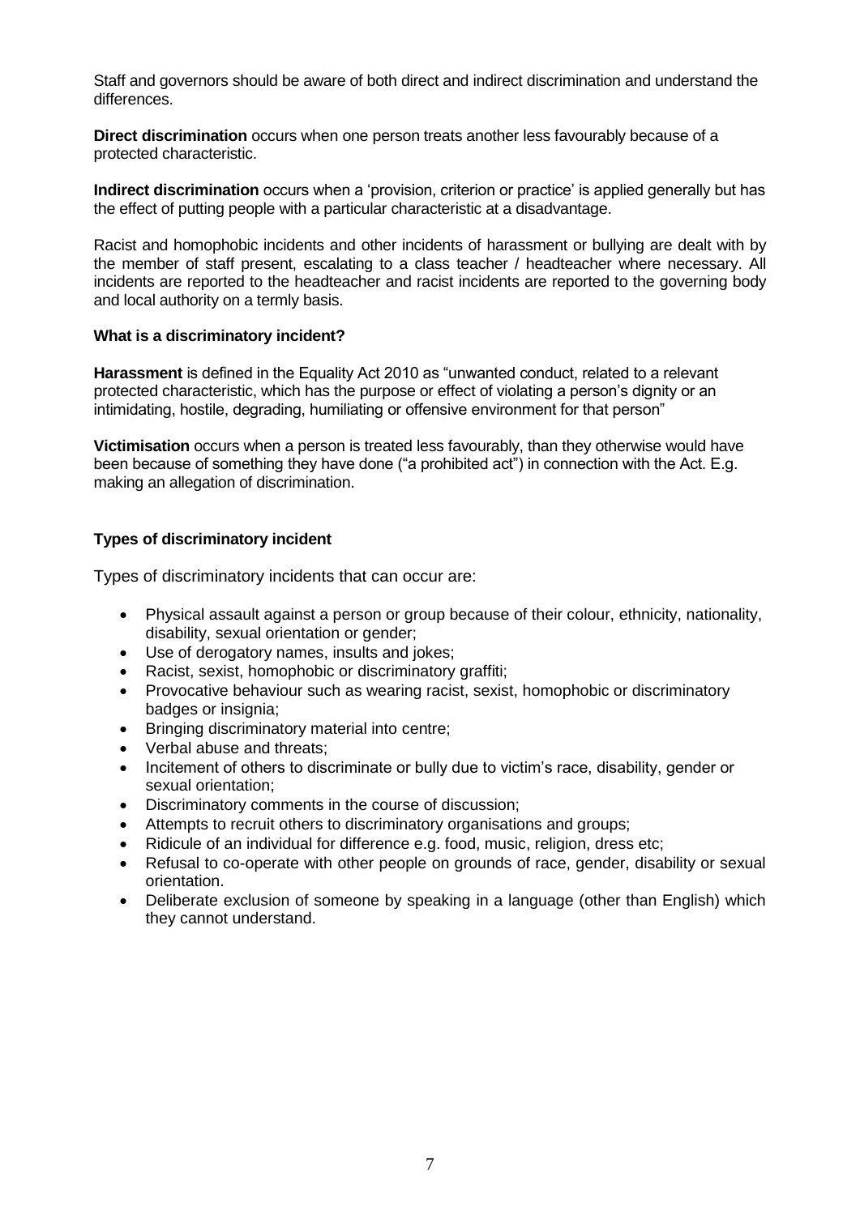Staff and governors should be aware of both direct and indirect discrimination and understand the differences.

**Direct discrimination** occurs when one person treats another less favourably because of a protected characteristic.

**Indirect discrimination** occurs when a 'provision, criterion or practice' is applied generally but has the effect of putting people with a particular characteristic at a disadvantage.

Racist and homophobic incidents and other incidents of harassment or bullying are dealt with by the member of staff present, escalating to a class teacher / headteacher where necessary. All incidents are reported to the headteacher and racist incidents are reported to the governing body and local authority on a termly basis.

**What is a discriminatory incident?**

**Harassment** is defined in the Equality Act 2010 as "unwanted conduct, related to a relevant protected characteristic, which has the purpose or effect of violating a person's dignity or an intimidating, hostile, degrading, humiliating or offensive environment for that person"

**Victimisation** occurs when a person is treated less favourably, than they otherwise would have been because of something they have done ("a prohibited act") in connection with the Act. E.g. making an allegation of discrimination.

**Types of discriminatory incident**

Types of discriminatory incidents that can occur are:

- Physical assault against a person or group because of their colour, ethnicity, nationality, disability, sexual orientation or gender;
- Use of derogatory names, insults and jokes;
- Racist, sexist, homophobic or discriminatory graffiti;
- Provocative behaviour such as wearing racist, sexist, homophobic or discriminatory badges or insignia;
- Bringing discriminatory material into centre;
- Verbal abuse and threats;
- Incitement of others to discriminate or bully due to victim's race, disability, gender or sexual orientation;
- Discriminatory comments in the course of discussion;
- Attempts to recruit others to discriminatory organisations and groups;
- Ridicule of an individual for difference e.g. food, music, religion, dress etc;
- Refusal to co-operate with other people on grounds of race, gender, disability or sexual orientation.
- Deliberate exclusion of someone by speaking in a language (other than English) which they cannot understand.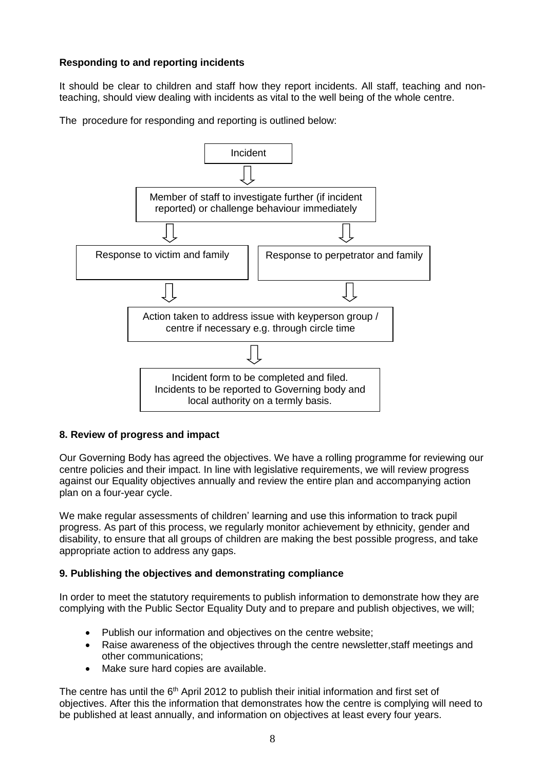**Responding to and reporting incidents**

It should be clear to children and staff how they report incidents. All staff, teaching and non-teaching, should view dealing with incidents as vital to the well being of the whole centre.

The procedure for responding and reporting is outlined below:

Incident

↓

Member of staff to investigate further (if incident reported) or challenge behaviour immediately

↓ ↓

Response to victim and family | Response to perpetrator and family

↓ ↓

Action taken to address issue with keyperson group / centre if necessary e.g. through circle time

↓

Incident form to be completed and filed. Incidents to be reported to Governing body and local authority on a termly basis.

**8. Review of progress and impact**

Our Governing Body has agreed the objectives. We have a rolling programme for reviewing our centre policies and their impact. In line with legislative requirements, we will review progress against our Equality objectives annually and review the entire plan and accompanying action plan on a four-year cycle.

We make regular assessments of children' learning and use this information to track pupil progress. As part of this process, we regularly monitor achievement by ethnicity, gender and disability, to ensure that all groups of children are making the best possible progress, and take appropriate action to address any gaps.

**9. Publishing the objectives and demonstrating compliance**

In order to meet the statutory requirements to publish information to demonstrate how they are complying with the Public Sector Equality Duty and to prepare and publish objectives, we will;

- Publish our information and objectives on the centre website;
- Raise awareness of the objectives through the centre newsletter,staff meetings and other communications;
- Make sure hard copies are available.

The centre has until the 6th April 2012 to publish their initial information and first set of objectives. After this the information that demonstrates how the centre is complying will need to be published at least annually, and information on objectives at least every four years.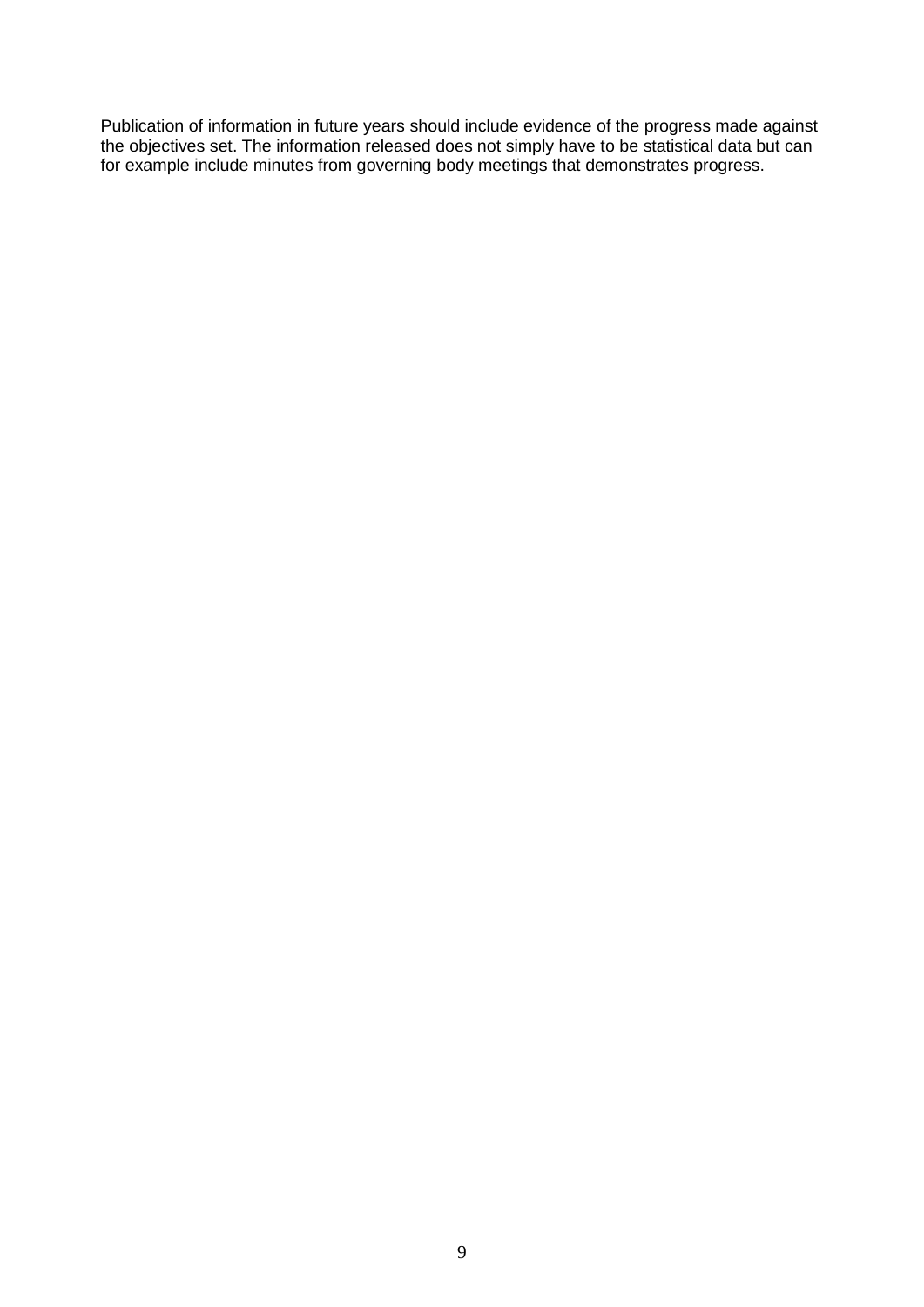Publication of information in future years should include evidence of the progress made against the objectives set. The information released does not simply have to be statistical data but can for example include minutes from governing body meetings that demonstrates progress.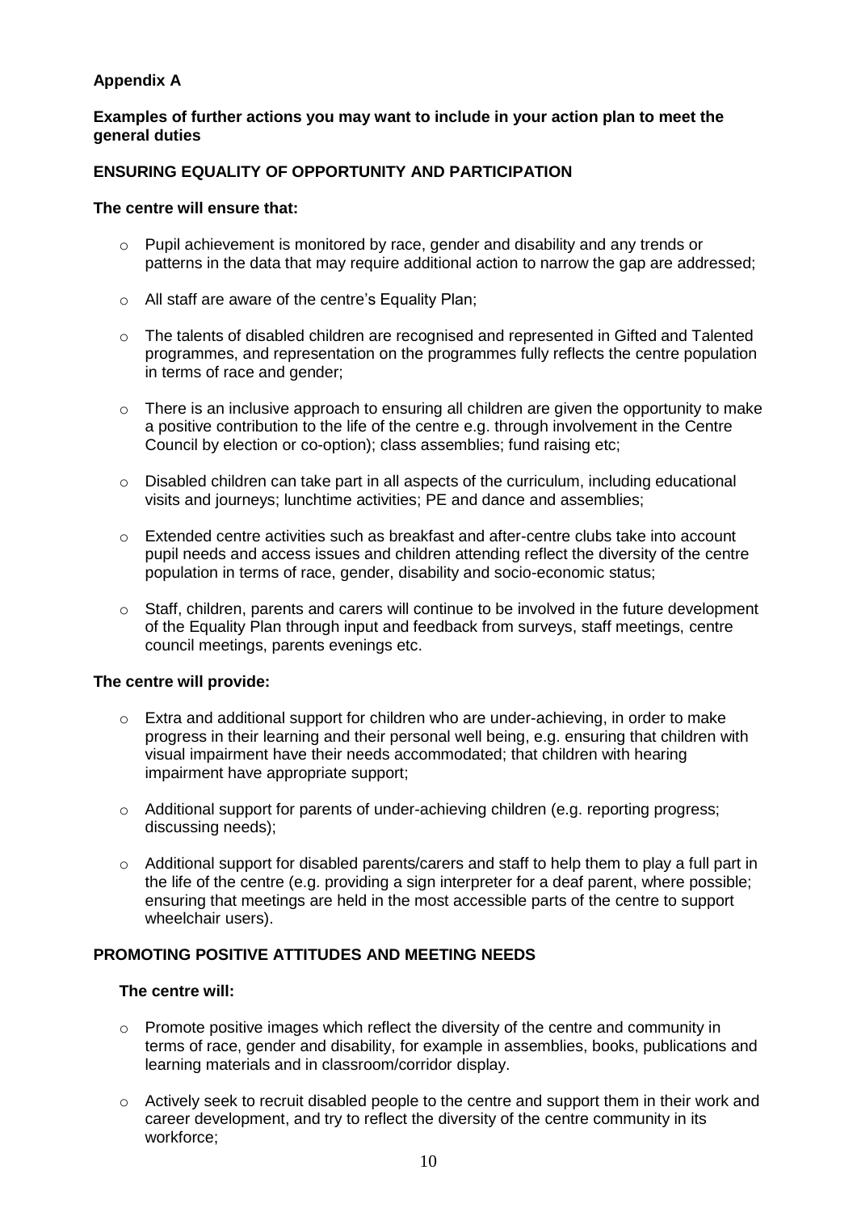## Appendix A

### Examples of further actions you may want to include in your action plan to meet the general duties

### ENSURING EQUALITY OF OPPORTUNITY AND PARTICIPATION

**The centre will ensure that:**

- Pupil achievement is monitored by race, gender and disability and any trends or patterns in the data that may require additional action to narrow the gap are addressed;
- All staff are aware of the centre's Equality Plan;
- The talents of disabled children are recognised and represented in Gifted and Talented programmes, and representation on the programmes fully reflects the centre population in terms of race and gender;
- There is an inclusive approach to ensuring all children are given the opportunity to make a positive contribution to the life of the centre e.g. through involvement in the Centre Council by election or co-option); class assemblies; fund raising etc;
- Disabled children can take part in all aspects of the curriculum, including educational visits and journeys; lunchtime activities; PE and dance and assemblies;
- Extended centre activities such as breakfast and after-centre clubs take into account pupil needs and access issues and children attending reflect the diversity of the centre population in terms of race, gender, disability and socio-economic status;
- Staff, children, parents and carers will continue to be involved in the future development of the Equality Plan through input and feedback from surveys, staff meetings, centre council meetings, parents evenings etc.

**The centre will provide:**

- Extra and additional support for children who are under-achieving, in order to make progress in their learning and their personal well being, e.g. ensuring that children with visual impairment have their needs accommodated; that children with hearing impairment have appropriate support;
- Additional support for parents of under-achieving children (e.g. reporting progress; discussing needs);
- Additional support for disabled parents/carers and staff to help them to play a full part in the life of the centre (e.g. providing a sign interpreter for a deaf parent, where possible; ensuring that meetings are held in the most accessible parts of the centre to support wheelchair users).

### PROMOTING POSITIVE ATTITUDES AND MEETING NEEDS

**The centre will:**

- Promote positive images which reflect the diversity of the centre and community in terms of race, gender and disability, for example in assemblies, books, publications and learning materials and in classroom/corridor display.
- Actively seek to recruit disabled people to the centre and support them in their work and career development, and try to reflect the diversity of the centre community in its workforce;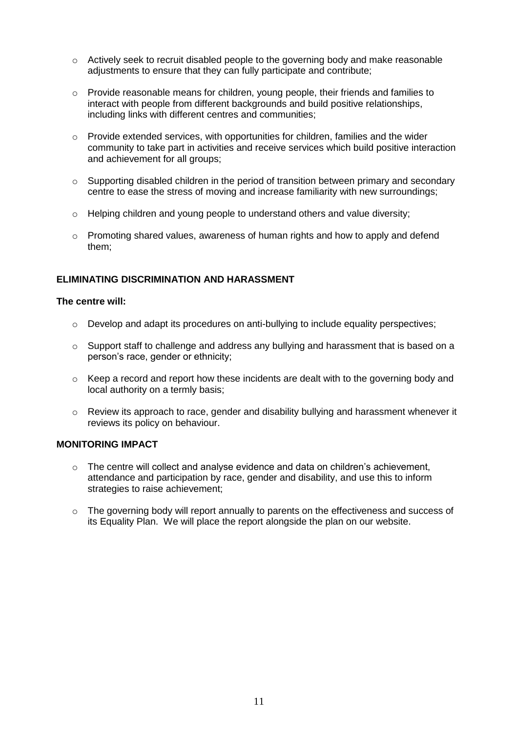- Actively seek to recruit disabled people to the governing body and make reasonable adjustments to ensure that they can fully participate and contribute;
- Provide reasonable means for children, young people, their friends and families to interact with people from different backgrounds and build positive relationships, including links with different centres and communities;
- Provide extended services, with opportunities for children, families and the wider community to take part in activities and receive services which build positive interaction and achievement for all groups;
- Supporting disabled children in the period of transition between primary and secondary centre to ease the stress of moving and increase familiarity with new surroundings;
- Helping children and young people to understand others and value diversity;
- Promoting shared values, awareness of human rights and how to apply and defend them;

**ELIMINATING DISCRIMINATION AND HARASSMENT**

**The centre will:**

- Develop and adapt its procedures on anti-bullying to include equality perspectives;
- Support staff to challenge and address any bullying and harassment that is based on a person's race, gender or ethnicity;
- Keep a record and report how these incidents are dealt with to the governing body and local authority on a termly basis;
- Review its approach to race, gender and disability bullying and harassment whenever it reviews its policy on behaviour.

**MONITORING IMPACT**

- The centre will collect and analyse evidence and data on children's achievement, attendance and participation by race, gender and disability, and use this to inform strategies to raise achievement;
- The governing body will report annually to parents on the effectiveness and success of its Equality Plan. We will place the report alongside the plan on our website.